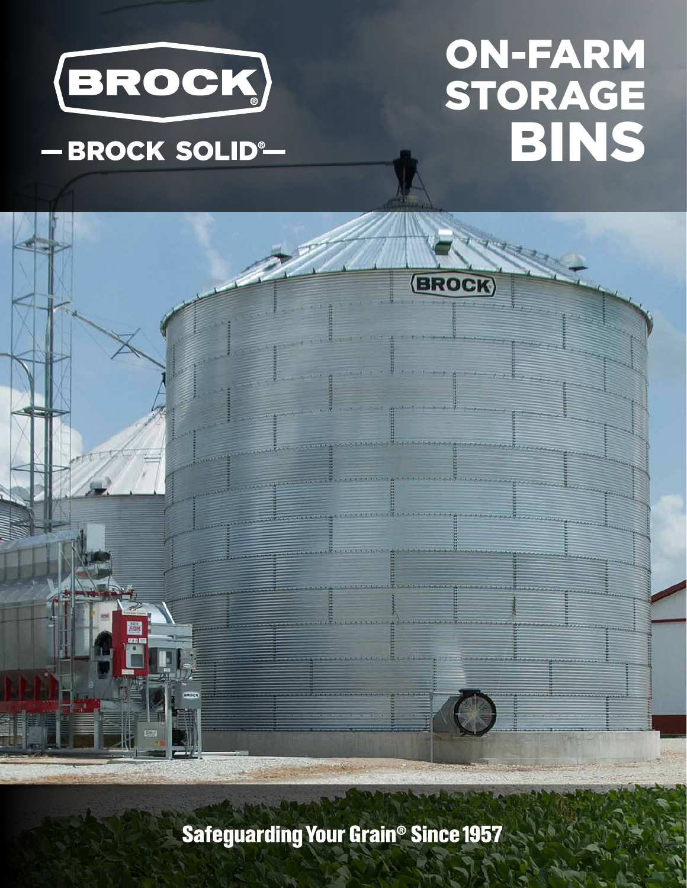BROCK®

— BROCK SOLID® —

# ON-FARM STORAGE BINS

Safeguarding Your Grain® Since 1957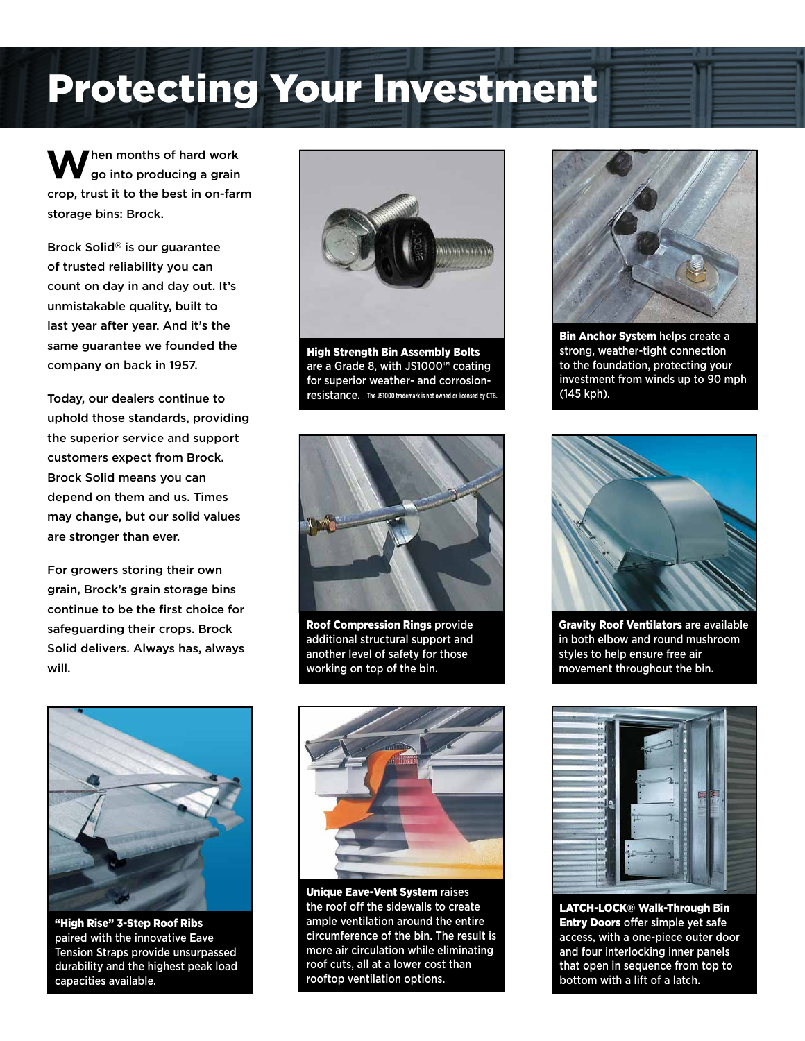# Protecting Your Investment

When months of hard work go into producing a grain crop, trust it to the best in on-farm storage bins: Brock.

Brock Solid® is our guarantee of trusted reliability you can count on day in and day out. It's unmistakable quality, built to last year after year. And it's the same guarantee we founded the company on back in 1957.

Today, our dealers continue to uphold those standards, providing the superior service and support customers expect from Brock. Brock Solid means you can depend on them and us. Times may change, but our solid values are stronger than ever.

For growers storing their own grain, Brock's grain storage bins continue to be the first choice for safeguarding their crops. Brock Solid delivers. Always has, always will.

**High Strength Bin Assembly Bolts** are a Grade 8, with JS1000™ coating for superior weather- and corrosion-resistance. The JS1000 trademark is not owned or licensed by CTB.

**Bin Anchor System** helps create a strong, weather-tight connection to the foundation, protecting your investment from winds up to 90 mph (145 kph).

**Roof Compression Rings** provide additional structural support and another level of safety for those working on top of the bin.

**Gravity Roof Ventilators** are available in both elbow and round mushroom styles to help ensure free air movement throughout the bin.

**"High Rise" 3-Step Roof Ribs** paired with the innovative Eave Tension Straps provide unsurpassed durability and the highest peak load capacities available.

**Unique Eave-Vent System** raises the roof off the sidewalls to create ample ventilation around the entire circumference of the bin. The result is more air circulation while eliminating roof cuts, all at a lower cost than rooftop ventilation options.

**LATCH-LOCK® Walk-Through Bin Entry Doors** offer simple yet safe access, with a one-piece outer door and four interlocking inner panels that open in sequence from top to bottom with a lift of a latch.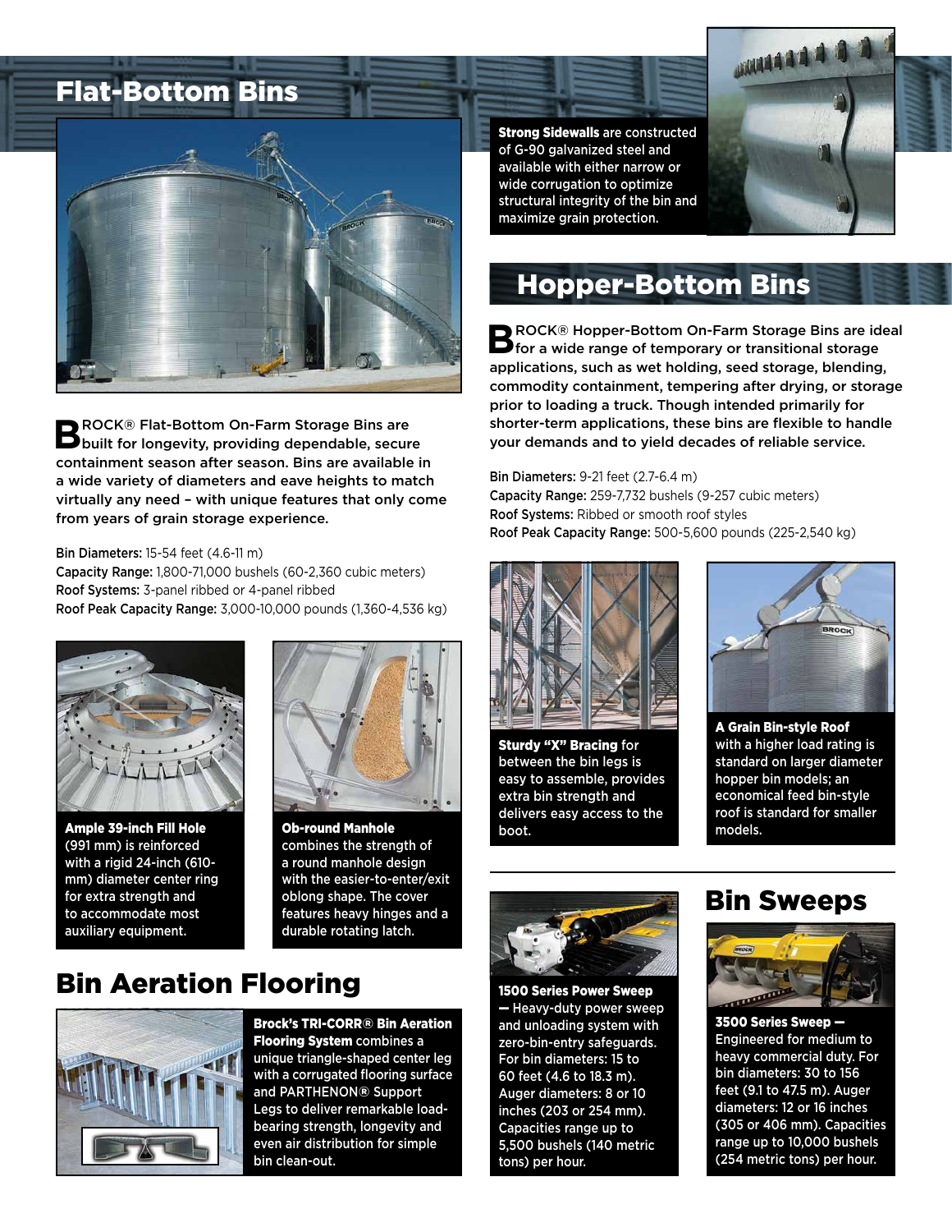## Flat-Bottom Bins

**B**ROCK® Flat-Bottom On-Farm Storage Bins are built for longevity, providing dependable, secure containment season after season. Bins are available in a wide variety of diameters and eave heights to match virtually any need – with unique features that only come from years of grain storage experience.

**Bin Diameters:** 15-54 feet (4.6-11 m)
**Capacity Range:** 1,800-71,000 bushels (60-2,360 cubic meters)
**Roof Systems:** 3-panel ribbed or 4-panel ribbed
**Roof Peak Capacity Range:** 3,000-10,000 pounds (1,360-4,536 kg)

**Ample 39-inch Fill Hole** (991 mm) is reinforced with a rigid 24-inch (610-mm) diameter center ring for extra strength and to accommodate most auxiliary equipment.

**Ob-round Manhole** combines the strength of a round manhole design with the easier-to-enter/exit oblong shape. The cover features heavy hinges and a durable rotating latch.

**Strong Sidewalls** are constructed of G-90 galvanized steel and available with either narrow or wide corrugation to optimize structural integrity of the bin and maximize grain protection.

## Hopper-Bottom Bins

**B**ROCK® Hopper-Bottom On-Farm Storage Bins are ideal for a wide range of temporary or transitional storage applications, such as wet holding, seed storage, blending, commodity containment, tempering after drying, or storage prior to loading a truck. Though intended primarily for shorter-term applications, these bins are flexible to handle your demands and to yield decades of reliable service.

**Bin Diameters:** 9-21 feet (2.7-6.4 m)
**Capacity Range:** 259-7,732 bushels (9-257 cubic meters)
**Roof Systems:** Ribbed or smooth roof styles
**Roof Peak Capacity Range:** 500-5,600 pounds (225-2,540 kg)

**Sturdy "X" Bracing** for between the bin legs is easy to assemble, provides extra bin strength and delivers easy access to the boot.

**A Grain Bin-style Roof** with a higher load rating is standard on larger diameter hopper bin models; an economical feed bin-style roof is standard for smaller models.

## Bin Aeration Flooring

**Brock's TRI-CORR® Bin Aeration Flooring System** combines a unique triangle-shaped center leg with a corrugated flooring surface and PARTHENON® Support Legs to deliver remarkable load-bearing strength, longevity and even air distribution for simple bin clean-out.

## Bin Sweeps

**1500 Series Power Sweep** — Heavy-duty power sweep and unloading system with zero-bin-entry safeguards. For bin diameters: 15 to 60 feet (4.6 to 18.3 m). Auger diameters: 8 or 10 inches (203 or 254 mm). Capacities range up to 5,500 bushels (140 metric tons) per hour.

**3500 Series Sweep** — Engineered for medium to heavy commercial duty. For bin diameters: 30 to 156 feet (9.1 to 47.5 m). Auger diameters: 12 or 16 inches (305 or 406 mm). Capacities range up to 10,000 bushels (254 metric tons) per hour.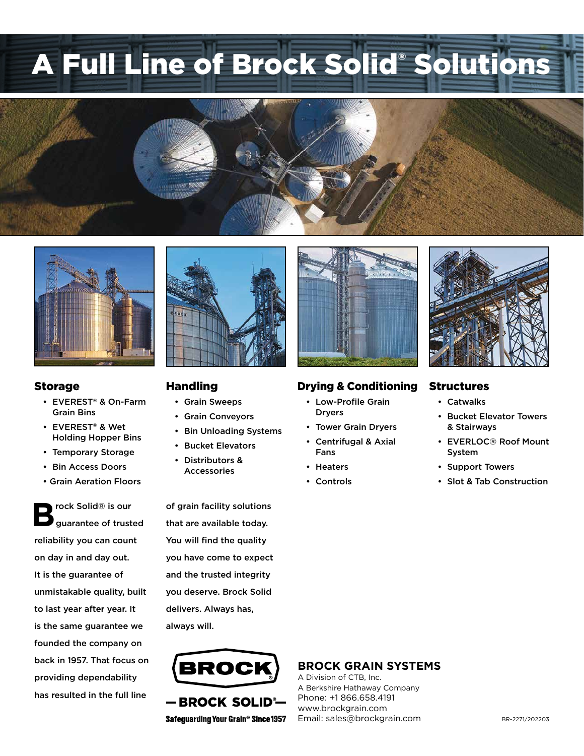# A Full Line of Brock Solid® Solutions

### Storage

- EVEREST® & On-Farm Grain Bins
- EVEREST® & Wet Holding Hopper Bins
- Temporary Storage
- Bin Access Doors
- Grain Aeration Floors

### Handling

- Grain Sweeps
- Grain Conveyors
- Bin Unloading Systems
- Bucket Elevators
- Distributors & Accessories

### Drying & Conditioning

- Low-Profile Grain Dryers
- Tower Grain Dryers
- Centrifugal & Axial Fans
- Heaters
- Controls

### Structures

- Catwalks
- Bucket Elevator Towers & Stairways
- EVERLOC® Roof Mount System
- Support Towers
- Slot & Tab Construction

Brock Solid® is our guarantee of trusted reliability you can count on day in and day out. It is the guarantee of unmistakable quality, built to last year after year. It is the same guarantee we founded the company on back in 1957. That focus on providing dependability has resulted in the full line of grain facility solutions that are available today. You will find the quality you have come to expect and the trusted integrity you deserve. Brock Solid delivers. Always has, always will.

BROCK®

— BROCK SOLID® —

Safeguarding Your Grain® Since 1957

**BROCK GRAIN SYSTEMS**
A Division of CTB, Inc.
A Berkshire Hathaway Company
Phone: +1 866.658.4191
www.brockgrain.com
Email: sales@brockgrain.com

BR-2271/202203